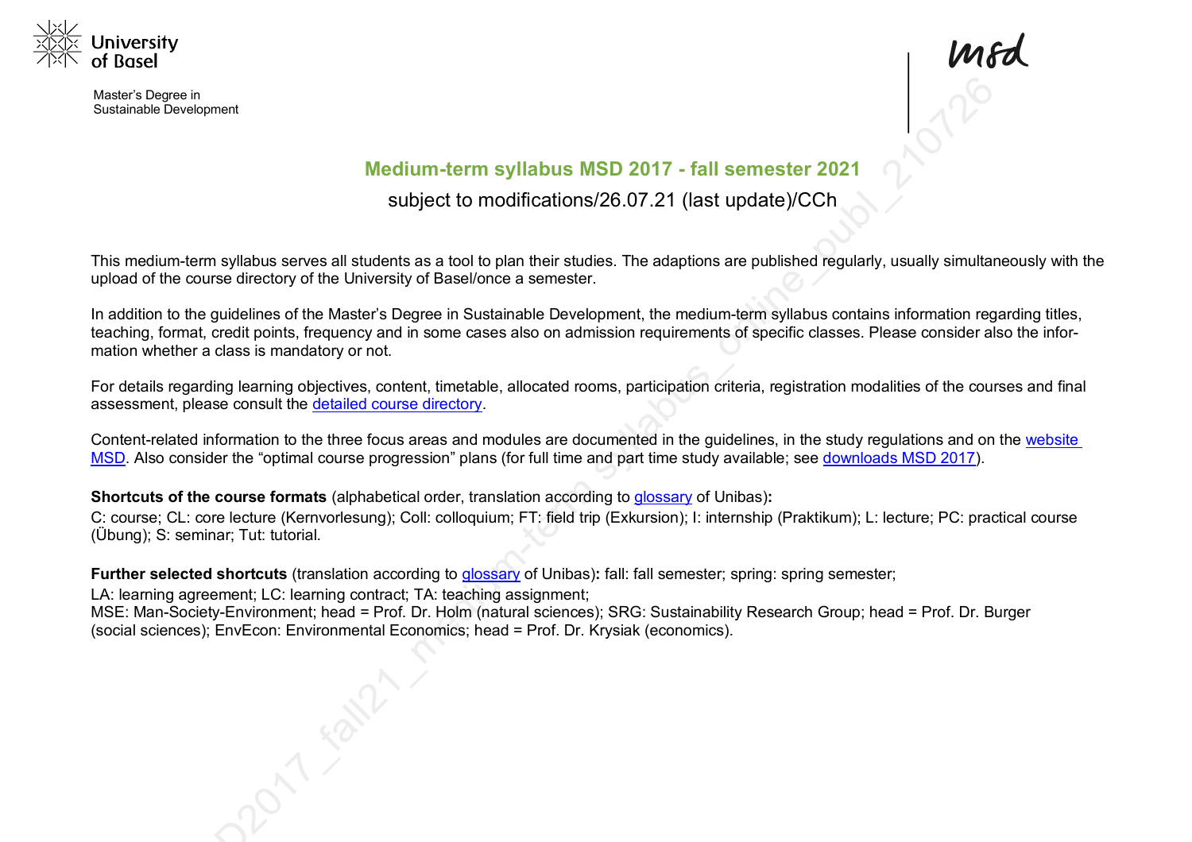University of Basel

Master's Degree in Sustainable Development

msd

# Medium-term syllabus MSD 2017 - fall semester 2021

subject to modifications/26.07.21 (last update)/CCh

This medium-term syllabus serves all students as a tool to plan their studies. The adaptions are published regularly, usually simultaneously with the upload of the course directory of the University of Basel/once a semester.

In addition to the guidelines of the Master's Degree in Sustainable Development, the medium-term syllabus contains information regarding titles, teaching, format, credit points, frequency and in some cases also on admission requirements of specific classes. Please consider also the information whether a class is mandatory or not.

For details regarding learning objectives, content, timetable, allocated rooms, participation criteria, registration modalities of the courses and final assessment, please consult the detailed course directory.

Content-related information to the three focus areas and modules are documented in the guidelines, in the study regulations and on the website MSD. Also consider the "optimal course progression" plans (for full time and part time study available; see downloads MSD 2017).

**Shortcuts of the course formats** (alphabetical order, translation according to glossary of Unibas)**:**
C: course; CL: core lecture (Kernvorlesung); Coll: colloquium; FT: field trip (Exkursion); I: internship (Praktikum); L: lecture; PC: practical course (Übung); S: seminar; Tut: tutorial.

**Further selected shortcuts** (translation according to glossary of Unibas)**:** fall: fall semester; spring: spring semester;
LA: learning agreement; LC: learning contract; TA: teaching assignment;
MSE: Man-Society-Environment; head = Prof. Dr. Holm (natural sciences); SRG: Sustainability Research Group; head = Prof. Dr. Burger (social sciences); EnvEcon: Environmental Economics; head = Prof. Dr. Krysiak (economics).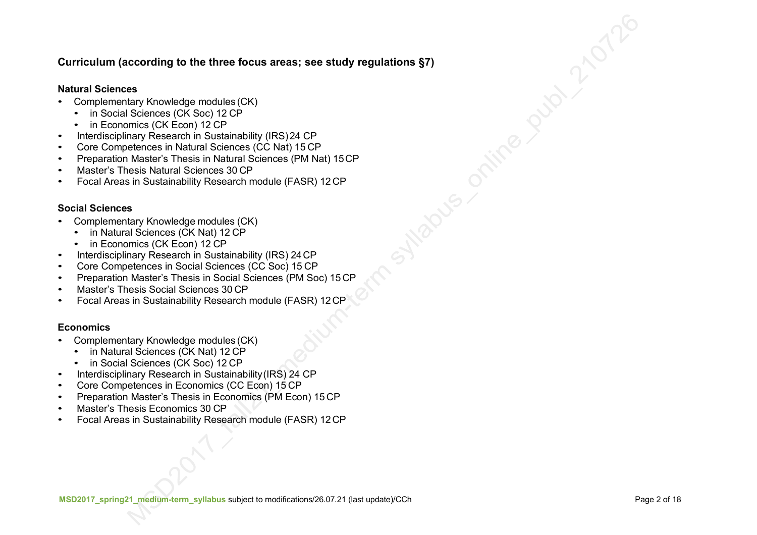**Curriculum (according to the three focus areas; see study regulations §7)**

**Natural Sciences**

- Complementary Knowledge modules (CK)
  - in Social Sciences (CK Soc) 12 CP
  - in Economics (CK Econ) 12 CP
- Interdisciplinary Research in Sustainability (IRS) 24 CP
- Core Competences in Natural Sciences (CC Nat) 15 CP
- Preparation Master's Thesis in Natural Sciences (PM Nat) 15 CP
- Master's Thesis Natural Sciences 30 CP
- Focal Areas in Sustainability Research module (FASR) 12 CP

**Social Sciences**

- Complementary Knowledge modules (CK)
  - in Natural Sciences (CK Nat) 12 CP
  - in Economics (CK Econ) 12 CP
- Interdisciplinary Research in Sustainability (IRS) 24 CP
- Core Competences in Social Sciences (CC Soc) 15 CP
- Preparation Master's Thesis in Social Sciences (PM Soc) 15 CP
- Master's Thesis Social Sciences 30 CP
- Focal Areas in Sustainability Research module (FASR) 12 CP

**Economics**

- Complementary Knowledge modules (CK)
  - in Natural Sciences (CK Nat) 12 CP
  - in Social Sciences (CK Soc) 12 CP
- Interdisciplinary Research in Sustainability (IRS) 24 CP
- Core Competences in Economics (CC Econ) 15 CP
- Preparation Master's Thesis in Economics (PM Econ) 15 CP
- Master's Thesis Economics 30 CP
- Focal Areas in Sustainability Research module (FASR) 12 CP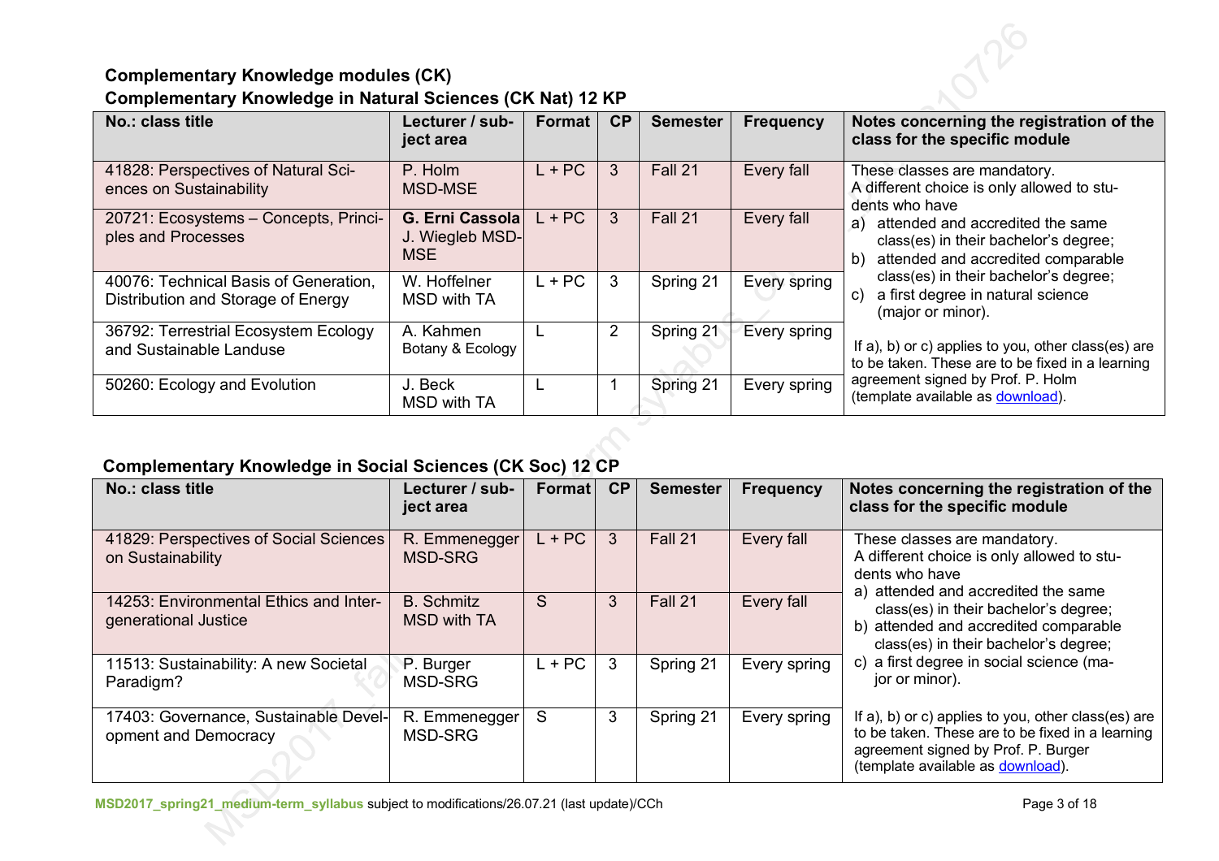### Complementary Knowledge modules (CK)

### Complementary Knowledge in Natural Sciences (CK Nat) 12 KP

| No.: class title | Lecturer / subject area | Format | CP | Semester | Frequency | Notes concerning the registration of the class for the specific module |
|---|---|---|---|---|---|---|
| 41828: Perspectives of Natural Sciences on Sustainability | P. Holm MSD-MSE | L + PC | 3 | Fall 21 | Every fall | These classes are mandatory. A different choice is only allowed to students who have a) attended and accredited the same class(es) in their bachelor's degree; b) attended and accredited comparable class(es) in their bachelor's degree; c) a first degree in natural science (major or minor). If a), b) or c) applies to you, other class(es) are to be taken. These are to be fixed in a learning agreement signed by Prof. P. Holm (template available as download). |
| 20721: Ecosystems – Concepts, Principles and Processes | **G. Erni Cassola** J. Wiegleb MSD-MSE | L + PC | 3 | Fall 21 | Every fall | |
| 40076: Technical Basis of Generation, Distribution and Storage of Energy | W. Hoffelner MSD with TA | L + PC | 3 | Spring 21 | Every spring | |
| 36792: Terrestrial Ecosystem Ecology and Sustainable Landuse | A. Kahmen Botany & Ecology | L | 2 | Spring 21 | Every spring | |
| 50260: Ecology and Evolution | J. Beck MSD with TA | L | 1 | Spring 21 | Every spring | |

### Complementary Knowledge in Social Sciences (CK Soc) 12 CP

| No.: class title | Lecturer / subject area | Format | CP | Semester | Frequency | Notes concerning the registration of the class for the specific module |
|---|---|---|---|---|---|---|
| 41829: Perspectives of Social Sciences on Sustainability | R. Emmenegger MSD-SRG | L + PC | 3 | Fall 21 | Every fall | These classes are mandatory. A different choice is only allowed to students who have a) attended and accredited the same class(es) in their bachelor's degree; b) attended and accredited comparable class(es) in their bachelor's degree; c) a first degree in social science (major or minor). If a), b) or c) applies to you, other class(es) are to be taken. These are to be fixed in a learning agreement signed by Prof. P. Burger (template available as download). |
| 14253: Environmental Ethics and Intergenerational Justice | B. Schmitz MSD with TA | S | 3 | Fall 21 | Every fall | |
| 11513: Sustainability: A new Societal Paradigm? | P. Burger MSD-SRG | L + PC | 3 | Spring 21 | Every spring | |
| 17403: Governance, Sustainable Development and Democracy | R. Emmenegger MSD-SRG | S | 3 | Spring 21 | Every spring | |

MSD2017_spring21_medium-term_syllabus subject to modifications/26.07.21 (last update)/CCh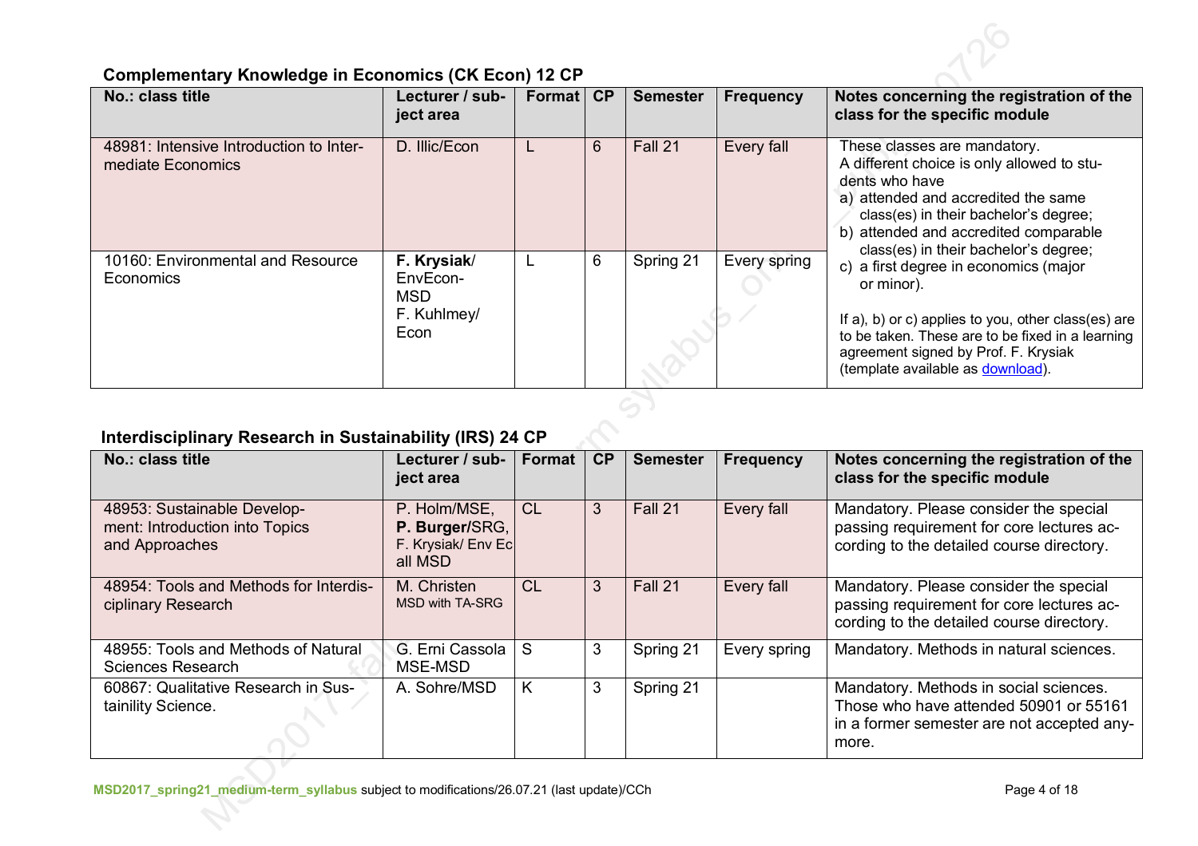### Complementary Knowledge in Economics (CK Econ) 12 CP

| No.: class title | Lecturer / subject area | Format | CP | Semester | Frequency | Notes concerning the registration of the class for the specific module |
|---|---|---|---|---|---|---|
| 48981: Intensive Introduction to Intermediate Economics | D. Illic/Econ | L | 6 | Fall 21 | Every fall | These classes are mandatory. A different choice is only allowed to students who have a) attended and accredited the same class(es) in their bachelor's degree; b) attended and accredited comparable class(es) in their bachelor's degree; c) a first degree in economics (major or minor). If a), b) or c) applies to you, other class(es) are to be taken. These are to be fixed in a learning agreement signed by Prof. F. Krysiak (template available as download). |
| 10160: Environmental and Resource Economics | **F. Krysiak**/ EnvEcon-MSD F. Kuhlmey/ Econ | L | 6 | Spring 21 | Every spring | |

### Interdisciplinary Research in Sustainability (IRS) 24 CP

| No.: class title | Lecturer / subject area | Format | CP | Semester | Frequency | Notes concerning the registration of the class for the specific module |
|---|---|---|---|---|---|---|
| 48953: Sustainable Development: Introduction into Topics and Approaches | P. Holm/MSE, **P. Burger**/SRG, F. Krysiak/ Env Ec all MSD | CL | 3 | Fall 21 | Every fall | Mandatory. Please consider the special passing requirement for core lectures according to the detailed course directory. |
| 48954: Tools and Methods for Interdisciplinary Research | M. Christen MSD with TA-SRG | CL | 3 | Fall 21 | Every fall | Mandatory. Please consider the special passing requirement for core lectures according to the detailed course directory. |
| 48955: Tools and Methods of Natural Sciences Research | G. Erni Cassola MSE-MSD | S | 3 | Spring 21 | Every spring | Mandatory. Methods in natural sciences. |
| 60867: Qualitative Research in Sustainility Science. | A. Sohre/MSD | K | 3 | Spring 21 | | Mandatory. Methods in social sciences. Those who have attended 50901 or 55161 in a former semester are not accepted anymore. |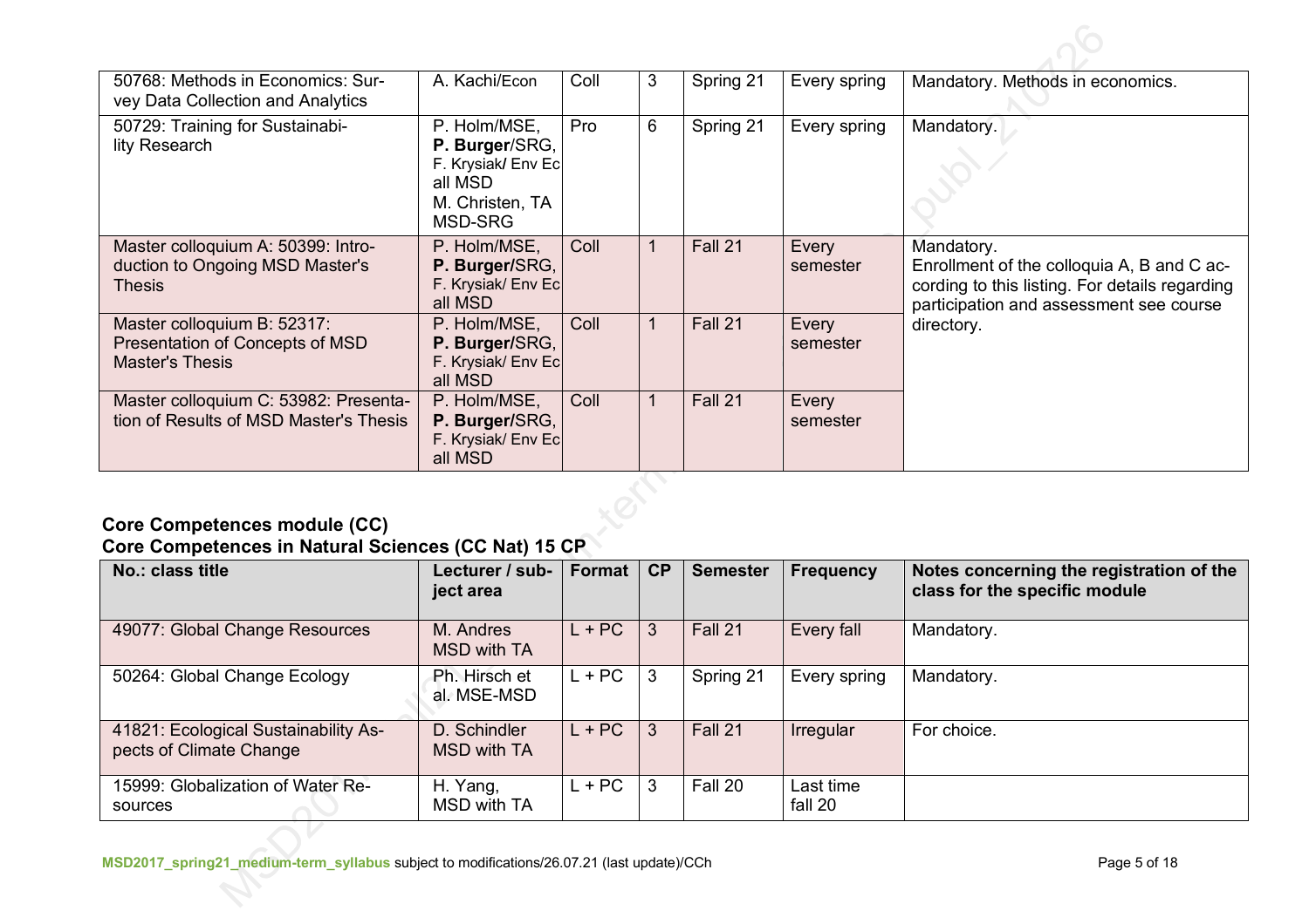| 50768: Methods in Economics: Survey Data Collection and Analytics | A. Kachi/Econ | Coll | 3 | Spring 21 | Every spring | Mandatory. Methods in economics. |
|---|---|---|---|---|---|---|
| 50729: Training for Sustainability Research | P. Holm/MSE, **P. Burger**/SRG, F. Krysiak/ Env Ec all MSD M. Christen, TA MSD-SRG | Pro | 6 | Spring 21 | Every spring | Mandatory. |
| Master colloquium A: 50399: Introduction to Ongoing MSD Master's Thesis | P. Holm/MSE, **P. Burger**/SRG, F. Krysiak/ Env Ec all MSD | Coll | 1 | Fall 21 | Every semester | Mandatory. Enrollment of the colloquia A, B and C according to this listing. For details regarding participation and assessment see course directory. |
| Master colloquium B: 52317: Presentation of Concepts of MSD Master's Thesis | P. Holm/MSE, **P. Burger**/SRG, F. Krysiak/ Env Ec all MSD | Coll | 1 | Fall 21 | Every semester | |
| Master colloquium C: 53982: Presentation of Results of MSD Master's Thesis | P. Holm/MSE, **P. Burger**/SRG, F. Krysiak/ Env Ec all MSD | Coll | 1 | Fall 21 | Every semester | |

## Core Competences module (CC)

### Core Competences in Natural Sciences (CC Nat) 15 CP

| No.: class title | Lecturer / subject area | Format | CP | Semester | Frequency | Notes concerning the registration of the class for the specific module |
|---|---|---|---|---|---|---|
| 49077: Global Change Resources | M. Andres MSD with TA | L + PC | 3 | Fall 21 | Every fall | Mandatory. |
| 50264: Global Change Ecology | Ph. Hirsch et al. MSE-MSD | L + PC | 3 | Spring 21 | Every spring | Mandatory. |
| 41821: Ecological Sustainability Aspects of Climate Change | D. Schindler MSD with TA | L + PC | 3 | Fall 21 | Irregular | For choice. |
| 15999: Globalization of Water Resources | H. Yang, MSD with TA | L + PC | 3 | Fall 20 | Last time fall 20 | |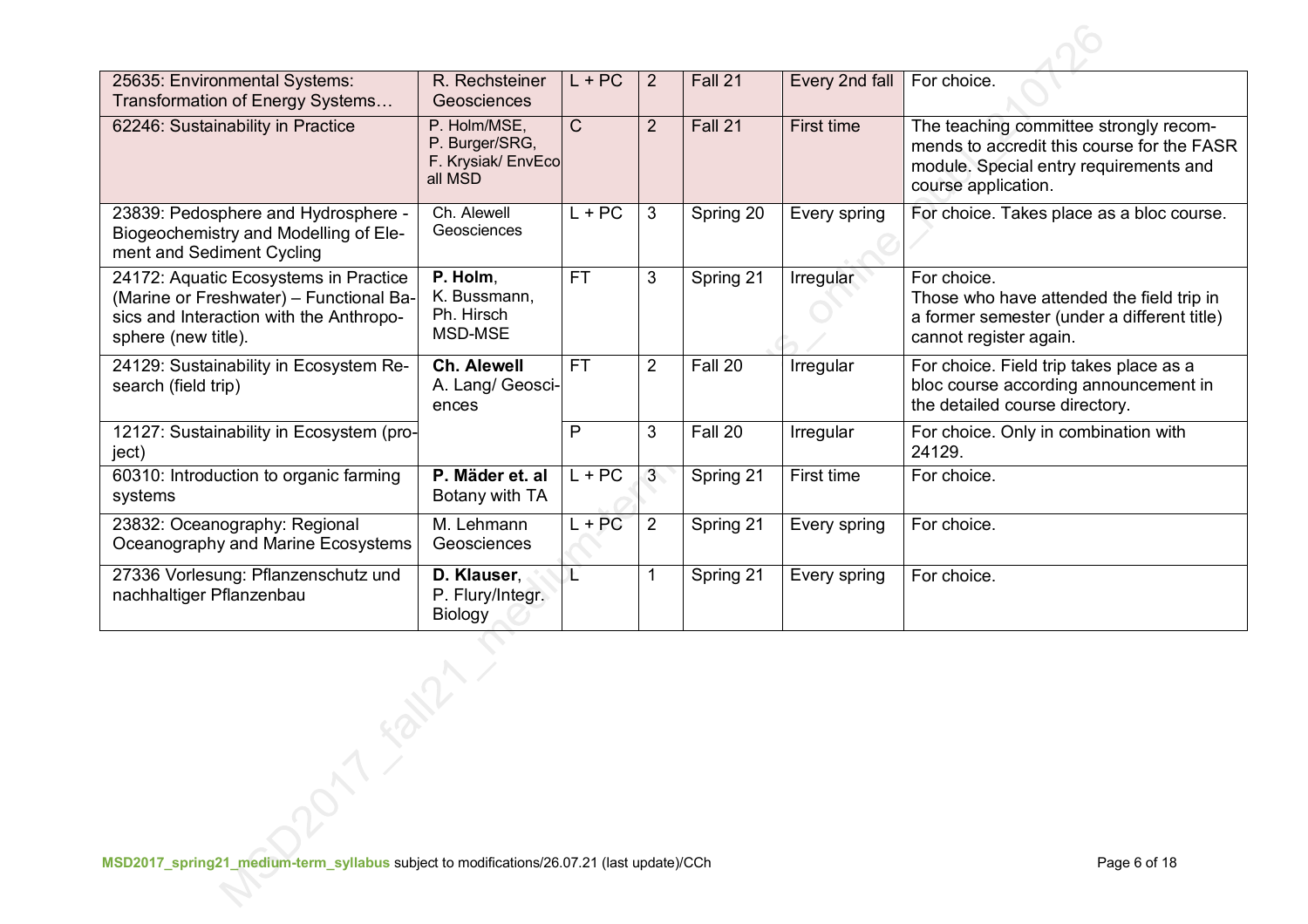| | | | | | | |
|---|---|---|---|---|---|---|
| 25635: Environmental Systems: Transformation of Energy Systems… | R. Rechsteiner Geosciences | L + PC | 2 | Fall 21 | Every 2nd fall | For choice. |
| 62246: Sustainability in Practice | P. Holm/MSE, P. Burger/SRG, F. Krysiak/ EnvEco all MSD | C | 2 | Fall 21 | First time | The teaching committee strongly recommends to accredit this course for the FASR module. Special entry requirements and course application. |
| 23839: Pedosphere and Hydrosphere - Biogeochemistry and Modelling of Element and Sediment Cycling | Ch. Alewell Geosciences | L + PC | 3 | Spring 20 | Every spring | For choice. Takes place as a bloc course. |
| 24172: Aquatic Ecosystems in Practice (Marine or Freshwater) – Functional Basics and Interaction with the Anthroposphere (new title). | **P. Holm**, K. Bussmann, Ph. Hirsch MSD-MSE | FT | 3 | Spring 21 | Irregular | For choice. Those who have attended the field trip in a former semester (under a different title) cannot register again. |
| 24129: Sustainability in Ecosystem Research (field trip) | **Ch. Alewell** A. Lang/ Geosciences | FT | 2 | Fall 20 | Irregular | For choice. Field trip takes place as a bloc course according announcement in the detailed course directory. |
| 12127: Sustainability in Ecosystem (project) | | P | 3 | Fall 20 | Irregular | For choice. Only in combination with 24129. |
| 60310: Introduction to organic farming systems | **P. Mäder et. al** Botany with TA | L + PC | 3 | Spring 21 | First time | For choice. |
| 23832: Oceanography: Regional Oceanography and Marine Ecosystems | M. Lehmann Geosciences | L + PC | 2 | Spring 21 | Every spring | For choice. |
| 27336 Vorlesung: Pflanzenschutz und nachhaltiger Pflanzenbau | **D. Klauser**, P. Flury/Integr. Biology | L | 1 | Spring 21 | Every spring | For choice. |

**MSD2017_spring21_medium-term_syllabus** subject to modifications/26.07.21 (last update)/CCh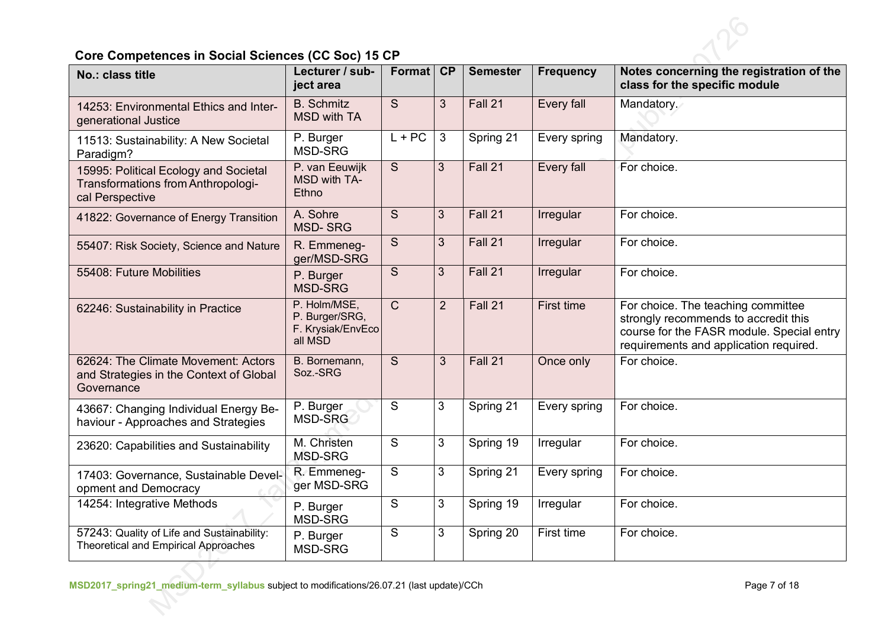**Core Competences in Social Sciences (CC Soc) 15 CP**

| No.: class title | Lecturer / subject area | Format | CP | Semester | Frequency | Notes concerning the registration of the class for the specific module |
|---|---|---|---|---|---|---|
| 14253: Environmental Ethics and Intergenerational Justice | B. Schmitz MSD with TA | S | 3 | Fall 21 | Every fall | Mandatory. |
| 11513: Sustainability: A New Societal Paradigm? | P. Burger MSD-SRG | L + PC | 3 | Spring 21 | Every spring | Mandatory. |
| 15995: Political Ecology and Societal Transformations from Anthropological Perspective | P. van Eeuwijk MSD with TA-Ethno | S | 3 | Fall 21 | Every fall | For choice. |
| 41822: Governance of Energy Transition | A. Sohre MSD- SRG | S | 3 | Fall 21 | Irregular | For choice. |
| 55407: Risk Society, Science and Nature | R. Emmenegger/MSD-SRG | S | 3 | Fall 21 | Irregular | For choice. |
| 55408: Future Mobilities | P. Burger MSD-SRG | S | 3 | Fall 21 | Irregular | For choice. |
| 62246: Sustainability in Practice | P. Holm/MSE, P. Burger/SRG, F. Krysiak/EnvEco all MSD | C | 2 | Fall 21 | First time | For choice. The teaching committee strongly recommends to accredit this course for the FASR module. Special entry requirements and application required. |
| 62624: The Climate Movement: Actors and Strategies in the Context of Global Governance | B. Bornemann, Soz.-SRG | S | 3 | Fall 21 | Once only | For choice. |
| 43667: Changing Individual Energy Behaviour - Approaches and Strategies | P. Burger MSD-SRG | S | 3 | Spring 21 | Every spring | For choice. |
| 23620: Capabilities and Sustainability | M. Christen MSD-SRG | S | 3 | Spring 19 | Irregular | For choice. |
| 17403: Governance, Sustainable Development and Democracy | R. Emmenegger MSD-SRG | S | 3 | Spring 21 | Every spring | For choice. |
| 14254: Integrative Methods | P. Burger MSD-SRG | S | 3 | Spring 19 | Irregular | For choice. |
| 57243: Quality of Life and Sustainability: Theoretical and Empirical Approaches | P. Burger MSD-SRG | S | 3 | Spring 20 | First time | For choice. |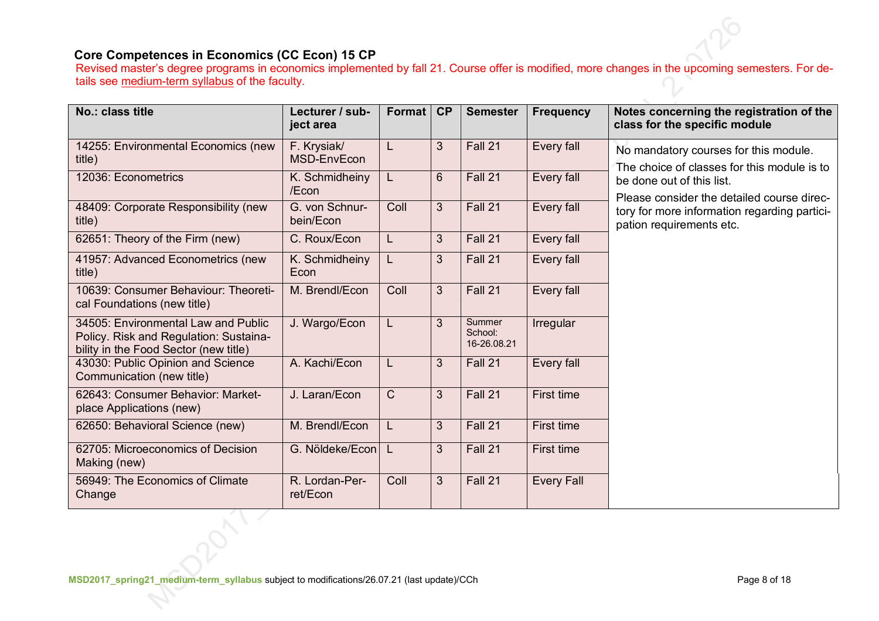**Core Competences in Economics (CC Econ) 15 CP**

Revised master's degree programs in economics implemented by fall 21. Course offer is modified, more changes in the upcoming semesters. For details see medium-term syllabus of the faculty.

| No.: class title | Lecturer / subject area | Format | CP | Semester | Frequency | Notes concerning the registration of the class for the specific module |
|---|---|---|---|---|---|---|
| 14255: Environmental Economics (new title) | F. Krysiak/ MSD-EnvEcon | L | 3 | Fall 21 | Every fall | No mandatory courses for this module. The choice of classes for this module is to be done out of this list. Please consider the detailed course directory for more information regarding participation requirements etc. |
| 12036: Econometrics | K. Schmidheiny /Econ | L | 6 | Fall 21 | Every fall | |
| 48409: Corporate Responsibility (new title) | G. von Schnurbein/Econ | Coll | 3 | Fall 21 | Every fall | |
| 62651: Theory of the Firm (new) | C. Roux/Econ | L | 3 | Fall 21 | Every fall | |
| 41957: Advanced Econometrics (new title) | K. Schmidheiny Econ | L | 3 | Fall 21 | Every fall | |
| 10639: Consumer Behaviour: Theoretical Foundations (new title) | M. Brendl/Econ | Coll | 3 | Fall 21 | Every fall | |
| 34505: Environmental Law and Public Policy. Risk and Regulation: Sustainability in the Food Sector (new title) | J. Wargo/Econ | L | 3 | Summer School: 16-26.08.21 | Irregular | |
| 43030: Public Opinion and Science Communication (new title) | A. Kachi/Econ | L | 3 | Fall 21 | Every fall | |
| 62643: Consumer Behavior: Marketplace Applications (new) | J. Laran/Econ | C | 3 | Fall 21 | First time | |
| 62650: Behavioral Science (new) | M. Brendl/Econ | L | 3 | Fall 21 | First time | |
| 62705: Microeconomics of Decision Making (new) | G. Nöldeke/Econ | L | 3 | Fall 21 | First time | |
| 56949: The Economics of Climate Change | R. Lordan-Perret/Econ | Coll | 3 | Fall 21 | Every Fall | |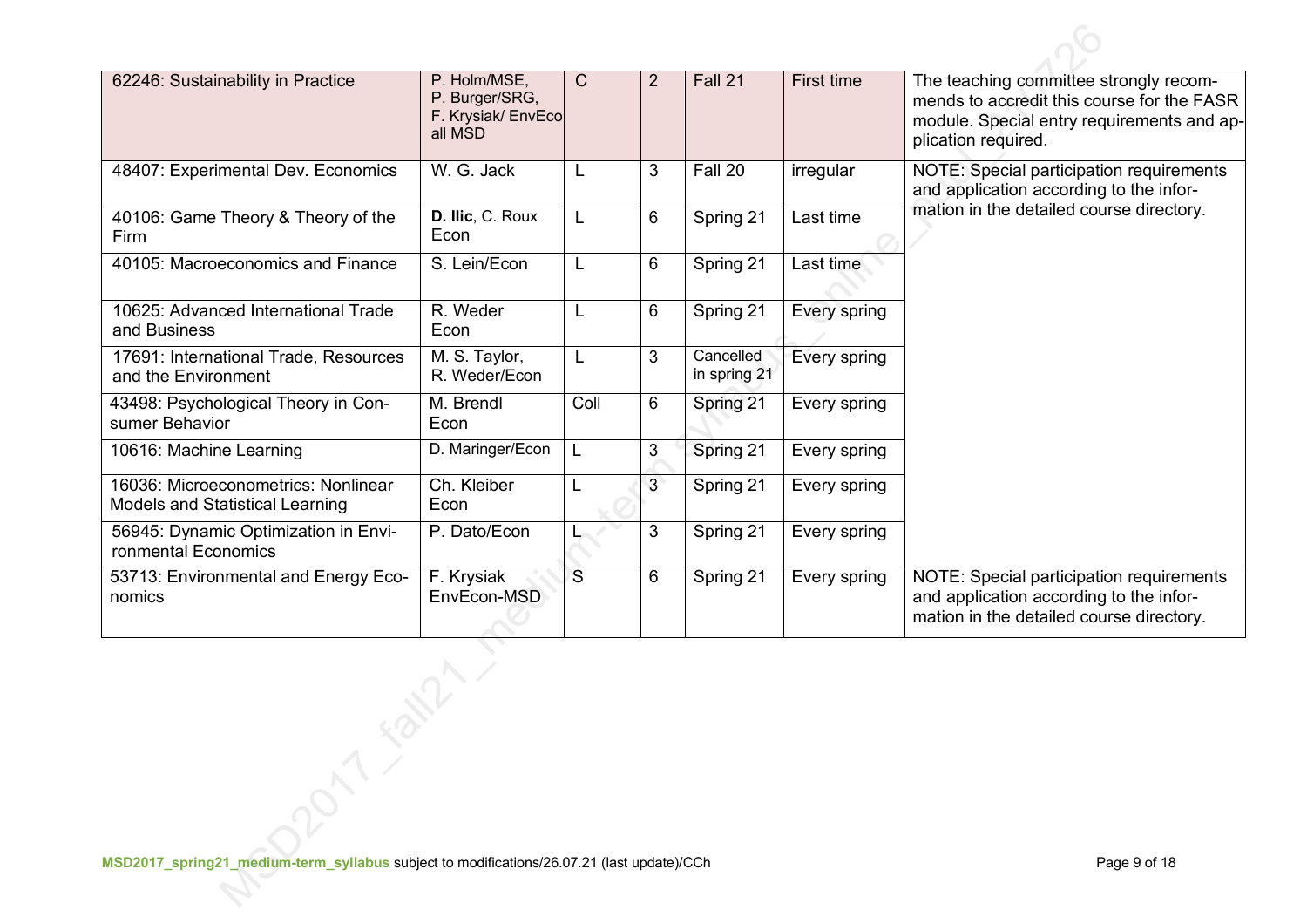| | | | | | | |
|---|---|---|---|---|---|---|
| 62246: Sustainability in Practice | P. Holm/MSE, P. Burger/SRG, F. Krysiak/ EnvEco all MSD | C | 2 | Fall 21 | First time | The teaching committee strongly recommends to accredit this course for the FASR module. Special entry requirements and application required. |
| 48407: Experimental Dev. Economics | W. G. Jack | L | 3 | Fall 20 | irregular | NOTE: Special participation requirements and application according to the information in the detailed course directory. |
| 40106: Game Theory & Theory of the Firm | **D. Ilic**, C. Roux Econ | L | 6 | Spring 21 | Last time | |
| 40105: Macroeconomics and Finance | S. Lein/Econ | L | 6 | Spring 21 | Last time | |
| 10625: Advanced International Trade and Business | R. Weder Econ | L | 6 | Spring 21 | Every spring | |
| 17691: International Trade, Resources and the Environment | M. S. Taylor, R. Weder/Econ | L | 3 | Cancelled in spring 21 | Every spring | |
| 43498: Psychological Theory in Consumer Behavior | M. Brendl Econ | Coll | 6 | Spring 21 | Every spring | |
| 10616: Machine Learning | D. Maringer/Econ | L | 3 | Spring 21 | Every spring | |
| 16036: Microeconometrics: Nonlinear Models and Statistical Learning | Ch. Kleiber Econ | L | 3 | Spring 21 | Every spring | |
| 56945: Dynamic Optimization in Environmental Economics | P. Dato/Econ | L | 3 | Spring 21 | Every spring | |
| 53713: Environmental and Energy Economics | F. Krysiak EnvEcon-MSD | S | 6 | Spring 21 | Every spring | NOTE: Special participation requirements and application according to the information in the detailed course directory. |

**MSD2017_spring21_medium-term_syllabus** subject to modifications/26.07.21 (last update)/CCh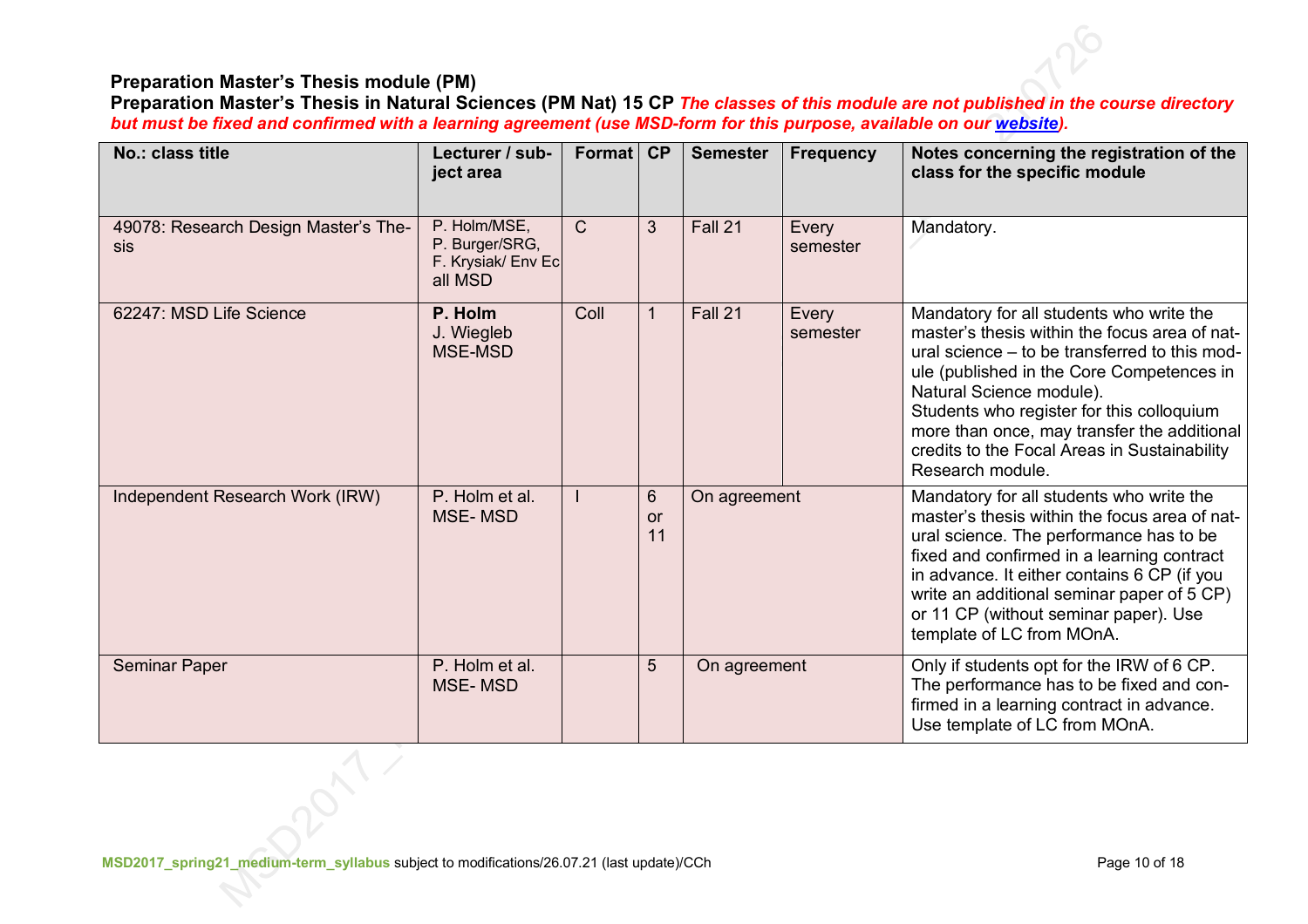**Preparation Master's Thesis module (PM)**

**Preparation Master's Thesis in Natural Sciences (PM Nat) 15 CP** ***The classes of this module are not published in the course directory but must be fixed and confirmed with a learning agreement (use MSD-form for this purpose, available on our [website](website)).***

| No.: class title | Lecturer / subject area | Format | CP | Semester | Frequency | Notes concerning the registration of the class for the specific module |
|---|---|---|---|---|---|---|
| 49078: Research Design Master's Thesis | P. Holm/MSE, P. Burger/SRG, F. Krysiak/ Env Ec all MSD | C | 3 | Fall 21 | Every semester | Mandatory. |
| 62247: MSD Life Science | **P. Holm** J. Wiegleb MSE-MSD | Coll | 1 | Fall 21 | Every semester | Mandatory for all students who write the master's thesis within the focus area of natural science – to be transferred to this module (published in the Core Competences in Natural Science module). Students who register for this colloquium more than once, may transfer the additional credits to the Focal Areas in Sustainability Research module. |
| Independent Research Work (IRW) | P. Holm et al. MSE- MSD | I | 6 or 11 | On agreement | | Mandatory for all students who write the master's thesis within the focus area of natural science. The performance has to be fixed and confirmed in a learning contract in advance. It either contains 6 CP (if you write an additional seminar paper of 5 CP) or 11 CP (without seminar paper). Use template of LC from MOnA. |
| Seminar Paper | P. Holm et al. MSE- MSD | | 5 | On agreement | | Only if students opt for the IRW of 6 CP. The performance has to be fixed and confirmed in a learning contract in advance. Use template of LC from MOnA. |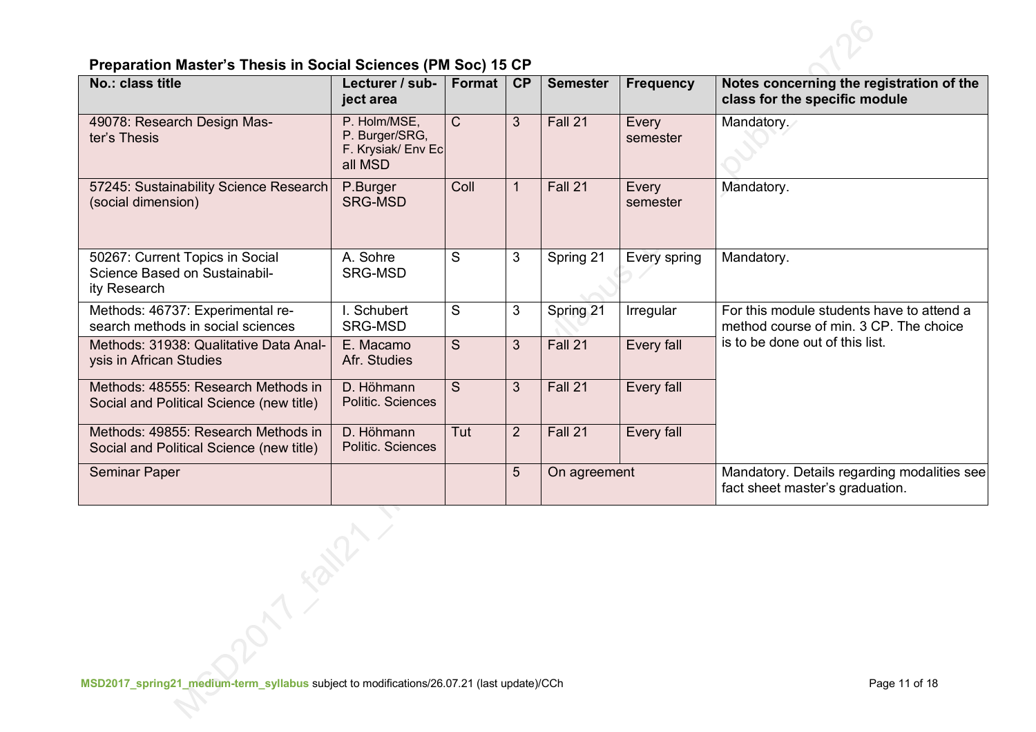**Preparation Master's Thesis in Social Sciences (PM Soc) 15 CP**

| No.: class title | Lecturer / subject area | Format | CP | Semester | Frequency | Notes concerning the registration of the class for the specific module |
|---|---|---|---|---|---|---|
| 49078: Research Design Master's Thesis | P. Holm/MSE, P. Burger/SRG, F. Krysiak/ Env Ec all MSD | C | 3 | Fall 21 | Every semester | Mandatory. |
| 57245: Sustainability Science Research (social dimension) | P.Burger SRG-MSD | Coll | 1 | Fall 21 | Every semester | Mandatory. |
| 50267: Current Topics in Social Science Based on Sustainability Research | A. Sohre SRG-MSD | S | 3 | Spring 21 | Every spring | Mandatory. |
| Methods: 46737: Experimental research methods in social sciences | I. Schubert SRG-MSD | S | 3 | Spring 21 | Irregular | For this module students have to attend a method course of min. 3 CP. The choice is to be done out of this list. |
| Methods: 31938: Qualitative Data Analysis in African Studies | E. Macamo Afr. Studies | S | 3 | Fall 21 | Every fall | |
| Methods: 48555: Research Methods in Social and Political Science (new title) | D. Höhmann Politic. Sciences | S | 3 | Fall 21 | Every fall | |
| Methods: 49855: Research Methods in Social and Political Science (new title) | D. Höhmann Politic. Sciences | Tut | 2 | Fall 21 | Every fall | |
| Seminar Paper | | | 5 | On agreement | | Mandatory. Details regarding modalities see fact sheet master's graduation. |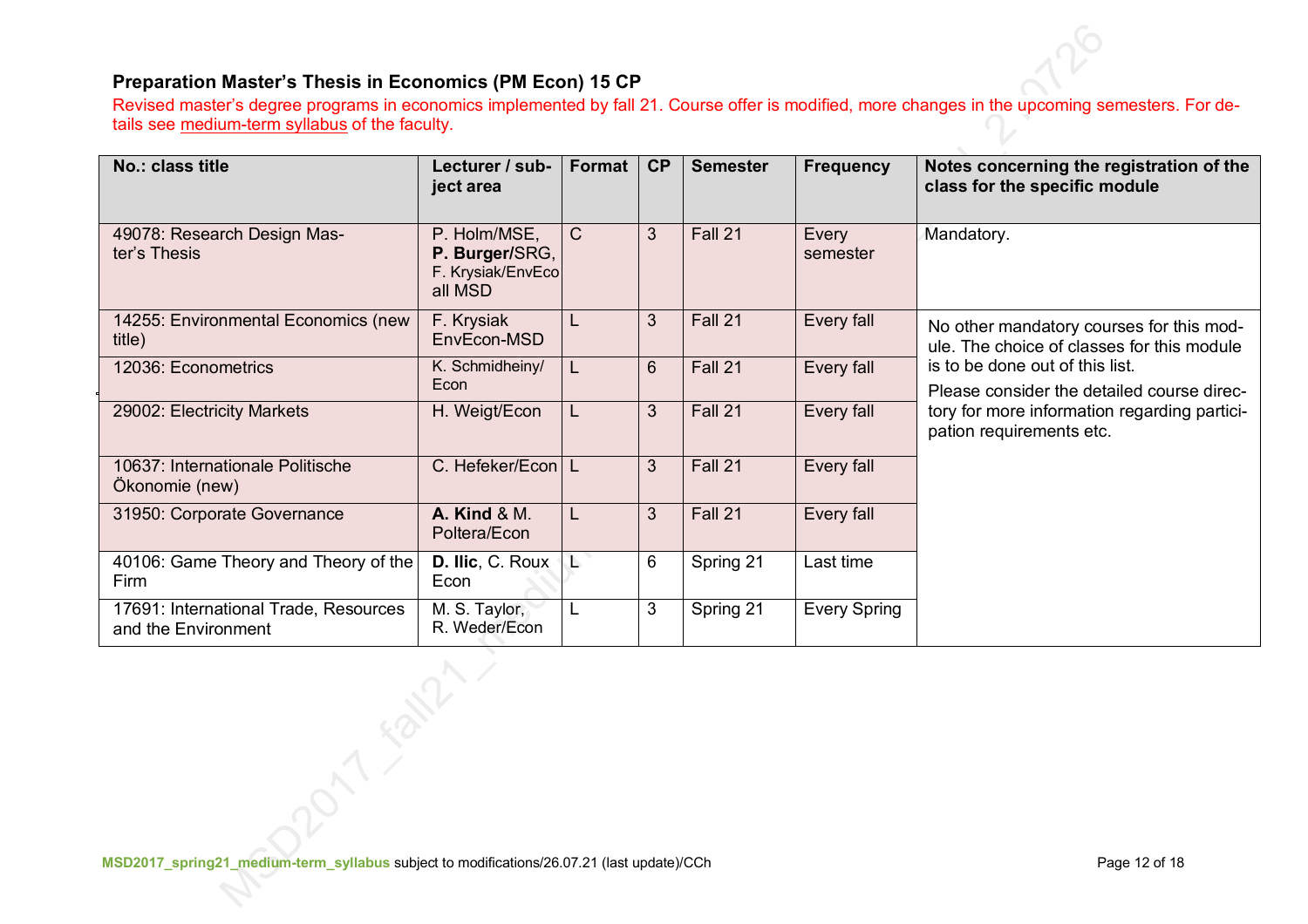### Preparation Master's Thesis in Economics (PM Econ) 15 CP

Revised master's degree programs in economics implemented by fall 21. Course offer is modified, more changes in the upcoming semesters. For details see medium-term syllabus of the faculty.

| No.: class title | Lecturer / subject area | Format | CP | Semester | Frequency | Notes concerning the registration of the class for the specific module |
|---|---|---|---|---|---|---|
| 49078: Research Design Master's Thesis | P. Holm/MSE, **P. Burger**/SRG, F. Krysiak/EnvEco all MSD | C | 3 | Fall 21 | Every semester | Mandatory. |
| 14255: Environmental Economics (new title) | F. Krysiak EnvEcon-MSD | L | 3 | Fall 21 | Every fall | No other mandatory courses for this module. The choice of classes for this module is to be done out of this list. Please consider the detailed course directory for more information regarding participation requirements etc. |
| 12036: Econometrics | K. Schmidheiny/ Econ | L | 6 | Fall 21 | Every fall | |
| 29002: Electricity Markets | H. Weigt/Econ | L | 3 | Fall 21 | Every fall | |
| 10637: Internationale Politische Ökonomie (new) | C. Hefeker/Econ | L | 3 | Fall 21 | Every fall | |
| 31950: Corporate Governance | **A. Kind** & M. Poltera/Econ | L | 3 | Fall 21 | Every fall | |
| 40106: Game Theory and Theory of the Firm | **D. Ilic**, C. Roux Econ | L | 6 | Spring 21 | Last time | |
| 17691: International Trade, Resources and the Environment | M. S. Taylor, R. Weder/Econ | L | 3 | Spring 21 | Every Spring | |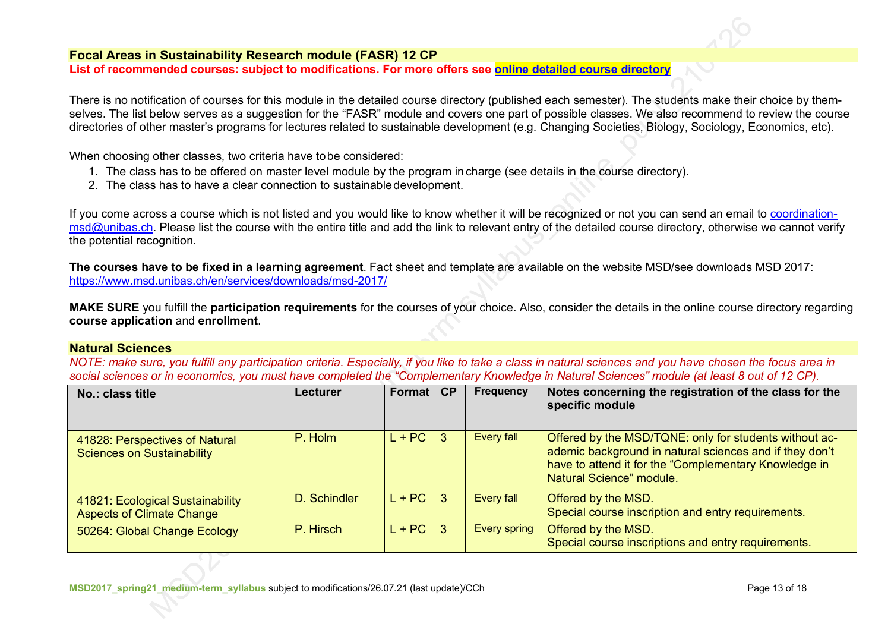## Focal Areas in Sustainability Research module (FASR) 12 CP

**List of recommended courses: subject to modifications. For more offers see online detailed course directory**

There is no notification of courses for this module in the detailed course directory (published each semester). The students make their choice by themselves. The list below serves as a suggestion for the "FASR" module and covers one part of possible classes. We also recommend to review the course directories of other master's programs for lectures related to sustainable development (e.g. Changing Societies, Biology, Sociology, Economics, etc).

When choosing other classes, two criteria have to be considered:

1. The class has to be offered on master level module by the program in charge (see details in the course directory).
2. The class has to have a clear connection to sustainable development.

If you come across a course which is not listed and you would like to know whether it will be recognized or not you can send an email to coordination-msd@unibas.ch. Please list the course with the entire title and add the link to relevant entry of the detailed course directory, otherwise we cannot verify the potential recognition.

**The courses have to be fixed in a learning agreement**. Fact sheet and template are available on the website MSD/see downloads MSD 2017: https://www.msd.unibas.ch/en/services/downloads/msd-2017/

**MAKE SURE** you fulfill the **participation requirements** for the courses of your choice. Also, consider the details in the online course directory regarding **course application** and **enrollment**.

### Natural Sciences

*NOTE: make sure, you fulfill any participation criteria. Especially, if you like to take a class in natural sciences and you have chosen the focus area in social sciences or in economics, you must have completed the "Complementary Knowledge in Natural Sciences" module (at least 8 out of 12 CP).*

| No.: class title | Lecturer | Format | CP | Frequency | Notes concerning the registration of the class for the specific module |
|---|---|---|---|---|---|
| 41828: Perspectives of Natural Sciences on Sustainability | P. Holm | L + PC | 3 | Every fall | Offered by the MSD/TQNE: only for students without academic background in natural sciences and if they don't have to attend it for the "Complementary Knowledge in Natural Science" module. |
| 41821: Ecological Sustainability Aspects of Climate Change | D. Schindler | L + PC | 3 | Every fall | Offered by the MSD. Special course inscription and entry requirements. |
| 50264: Global Change Ecology | P. Hirsch | L + PC | 3 | Every spring | Offered by the MSD. Special course inscriptions and entry requirements. |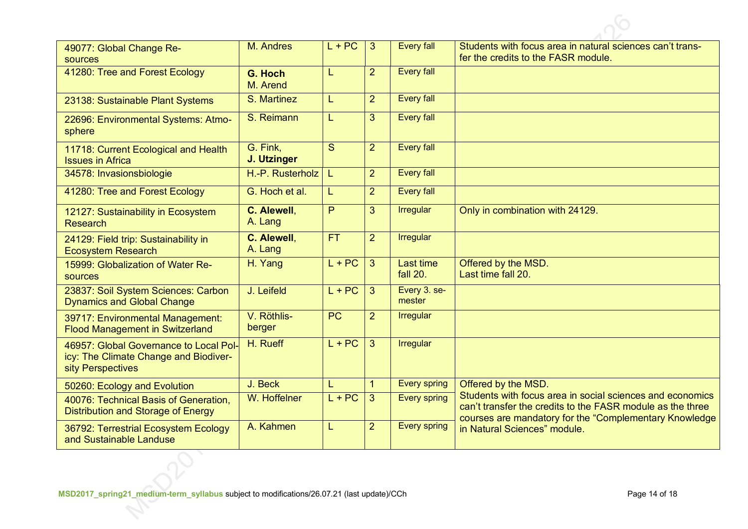| | | | | | |
|---|---|---|---|---|---|
| 49077: Global Change Resources | M. Andres | L + PC | 3 | Every fall | Students with focus area in natural sciences can't transfer the credits to the FASR module. |
| 41280: Tree and Forest Ecology | **G. Hoch** M. Arend | L | 2 | Every fall | |
| 23138: Sustainable Plant Systems | S. Martinez | L | 2 | Every fall | |
| 22696: Environmental Systems: Atmosphere | S. Reimann | L | 3 | Every fall | |
| 11718: Current Ecological and Health Issues in Africa | G. Fink, **J. Utzinger** | S | 2 | Every fall | |
| 34578: Invasionsbiologie | H.-P. Rusterholz | L | 2 | Every fall | |
| 41280: Tree and Forest Ecology | G. Hoch et al. | L | 2 | Every fall | |
| 12127: Sustainability in Ecosystem Research | **C. Alewell**, A. Lang | P | 3 | Irregular | Only in combination with 24129. |
| 24129: Field trip: Sustainability in Ecosystem Research | **C. Alewell**, A. Lang | FT | 2 | Irregular | |
| 15999: Globalization of Water Resources | H. Yang | L + PC | 3 | Last time fall 20. | Offered by the MSD. Last time fall 20. |
| 23837: Soil System Sciences: Carbon Dynamics and Global Change | J. Leifeld | L + PC | 3 | Every 3. semester | |
| 39717: Environmental Management: Flood Management in Switzerland | V. Röthlisberger | PC | 2 | Irregular | |
| 46957: Global Governance to Local Policy: The Climate Change and Biodiversity Perspectives | H. Rueff | L + PC | 3 | Irregular | |
| 50260: Ecology and Evolution | J. Beck | L | 1 | Every spring | Offered by the MSD. Students with focus area in social sciences and economics can't transfer the credits to the FASR module as the three courses are mandatory for the "Complementary Knowledge in Natural Sciences" module. |
| 40076: Technical Basis of Generation, Distribution and Storage of Energy | W. Hoffelner | L + PC | 3 | Every spring | |
| 36792: Terrestrial Ecosystem Ecology and Sustainable Landuse | A. Kahmen | L | 2 | Every spring | |

**MSD2017_spring21_medium-term_syllabus** subject to modifications/26.07.21 (last update)/CCh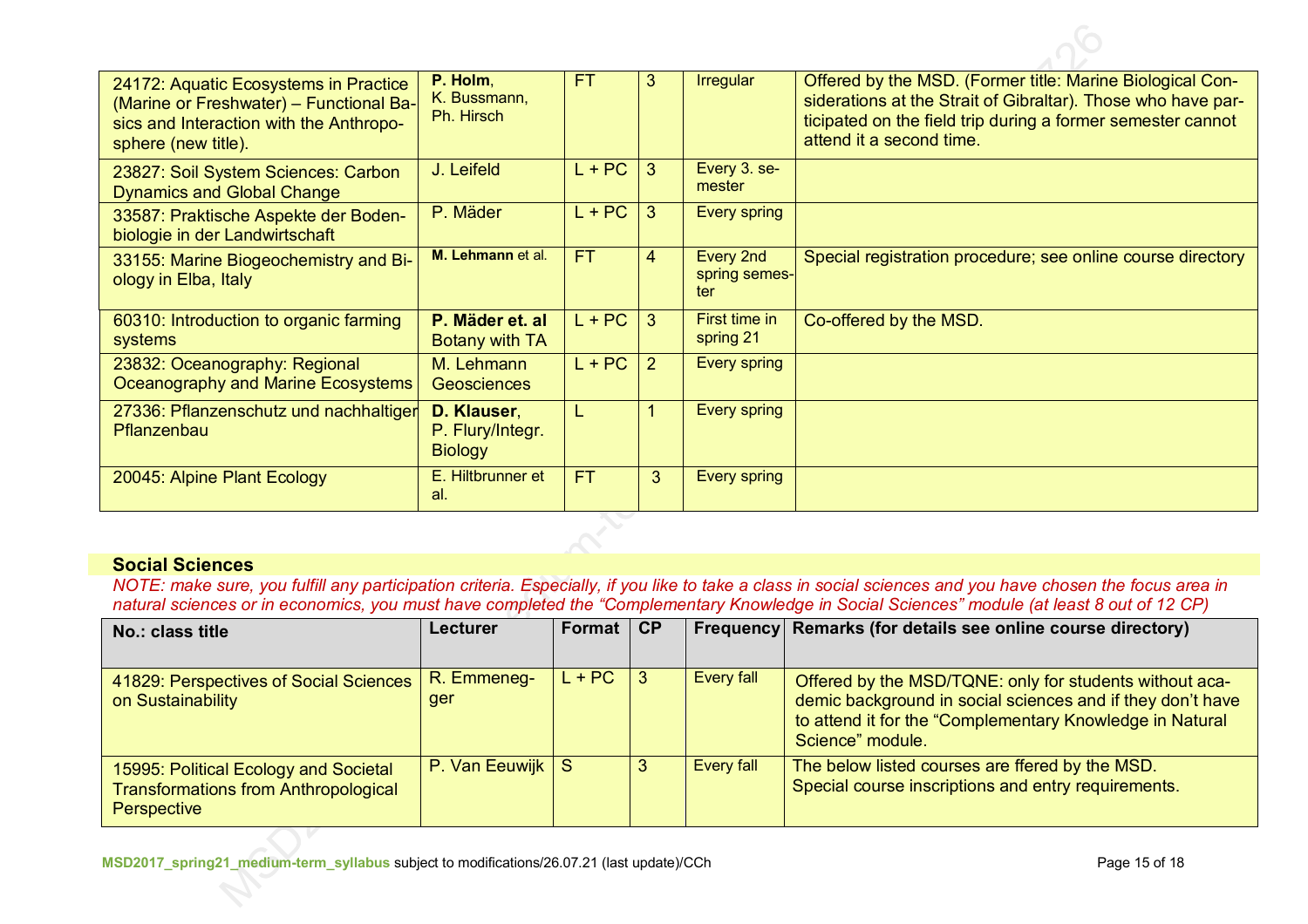| | | | | | |
|---|---|---|---|---|---|
| 24172: Aquatic Ecosystems in Practice (Marine or Freshwater) – Functional Basics and Interaction with the Anthroposphere (new title). | **P. Holm**, K. Bussmann, Ph. Hirsch | FT | 3 | Irregular | Offered by the MSD. (Former title: Marine Biological Considerations at the Strait of Gibraltar). Those who have participated on the field trip during a former semester cannot attend it a second time. |
| 23827: Soil System Sciences: Carbon Dynamics and Global Change | J. Leifeld | L + PC | 3 | Every 3. semester | |
| 33587: Praktische Aspekte der Bodenbiologie in der Landwirtschaft | P. Mäder | L + PC | 3 | Every spring | |
| 33155: Marine Biogeochemistry and Biology in Elba, Italy | **M. Lehmann** et al. | FT | 4 | Every 2nd spring semester | Special registration procedure; see online course directory |
| 60310: Introduction to organic farming systems | **P. Mäder et. al** Botany with TA | L + PC | 3 | First time in spring 21 | Co-offered by the MSD. |
| 23832: Oceanography: Regional Oceanography and Marine Ecosystems | M. Lehmann Geosciences | L + PC | 2 | Every spring | |
| 27336: Pflanzenschutz und nachhaltiger Pflanzenbau | **D. Klauser**, P. Flury/Integr. Biology | L | 1 | Every spring | |
| 20045: Alpine Plant Ecology | E. Hiltbrunner et al. | FT | 3 | Every spring | |

**Social Sciences**

*NOTE: make sure, you fulfill any participation criteria. Especially, if you like to take a class in social sciences and you have chosen the focus area in natural sciences or in economics, you must have completed the "Complementary Knowledge in Social Sciences" module (at least 8 out of 12 CP)*

| No.: class title | Lecturer | Format | CP | Frequency | Remarks (for details see online course directory) |
|---|---|---|---|---|---|
| 41829: Perspectives of Social Sciences on Sustainability | R. Emmenegger | L + PC | 3 | Every fall | Offered by the MSD/TQNE: only for students without academic background in social sciences and if they don't have to attend it for the "Complementary Knowledge in Natural Science" module. |
| 15995: Political Ecology and Societal Transformations from Anthropological Perspective | P. Van Eeuwijk | S | 3 | Every fall | The below listed courses are ffered by the MSD. Special course inscriptions and entry requirements. |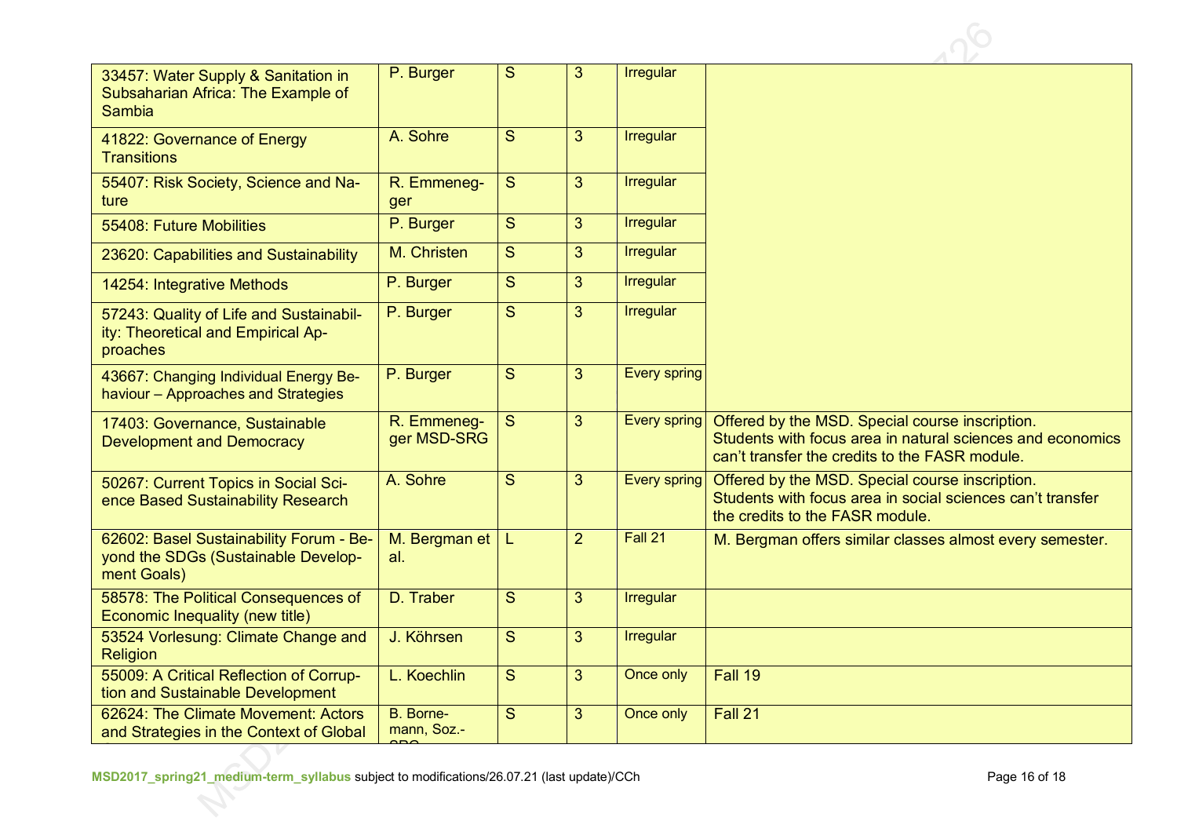| | | | | | |
|---|---|---|---|---|---|
| 33457: Water Supply & Sanitation in Subsaharian Africa: The Example of Sambia | P. Burger | S | 3 | Irregular | |
| 41822: Governance of Energy Transitions | A. Sohre | S | 3 | Irregular | |
| 55407: Risk Society, Science and Nature | R. Emmenegger | S | 3 | Irregular | |
| 55408: Future Mobilities | P. Burger | S | 3 | Irregular | |
| 23620: Capabilities and Sustainability | M. Christen | S | 3 | Irregular | |
| 14254: Integrative Methods | P. Burger | S | 3 | Irregular | |
| 57243: Quality of Life and Sustainability: Theoretical and Empirical Approaches | P. Burger | S | 3 | Irregular | |
| 43667: Changing Individual Energy Behaviour – Approaches and Strategies | P. Burger | S | 3 | Every spring | |
| 17403: Governance, Sustainable Development and Democracy | R. Emmenegger MSD-SRG | S | 3 | Every spring | Offered by the MSD. Special course inscription. Students with focus area in natural sciences and economics can't transfer the credits to the FASR module. |
| 50267: Current Topics in Social Science Based Sustainability Research | A. Sohre | S | 3 | Every spring | Offered by the MSD. Special course inscription. Students with focus area in social sciences can't transfer the credits to the FASR module. |
| 62602: Basel Sustainability Forum - Beyond the SDGs (Sustainable Development Goals) | M. Bergman et al. | L | 2 | Fall 21 | M. Bergman offers similar classes almost every semester. |
| 58578: The Political Consequences of Economic Inequality (new title) | D. Traber | S | 3 | Irregular | |
| 53524 Vorlesung: Climate Change and Religion | J. Köhrsen | S | 3 | Irregular | |
| 55009: A Critical Reflection of Corruption and Sustainable Development | L. Koechlin | S | 3 | Once only | Fall 19 |
| 62624: The Climate Movement: Actors and Strategies in the Context of Global | B. Bornemann, Soz.-SRG | S | 3 | Once only | Fall 21 |

MSD2017_spring21_medium-term_syllabus subject to modifications/26.07.21 (last update)/CCh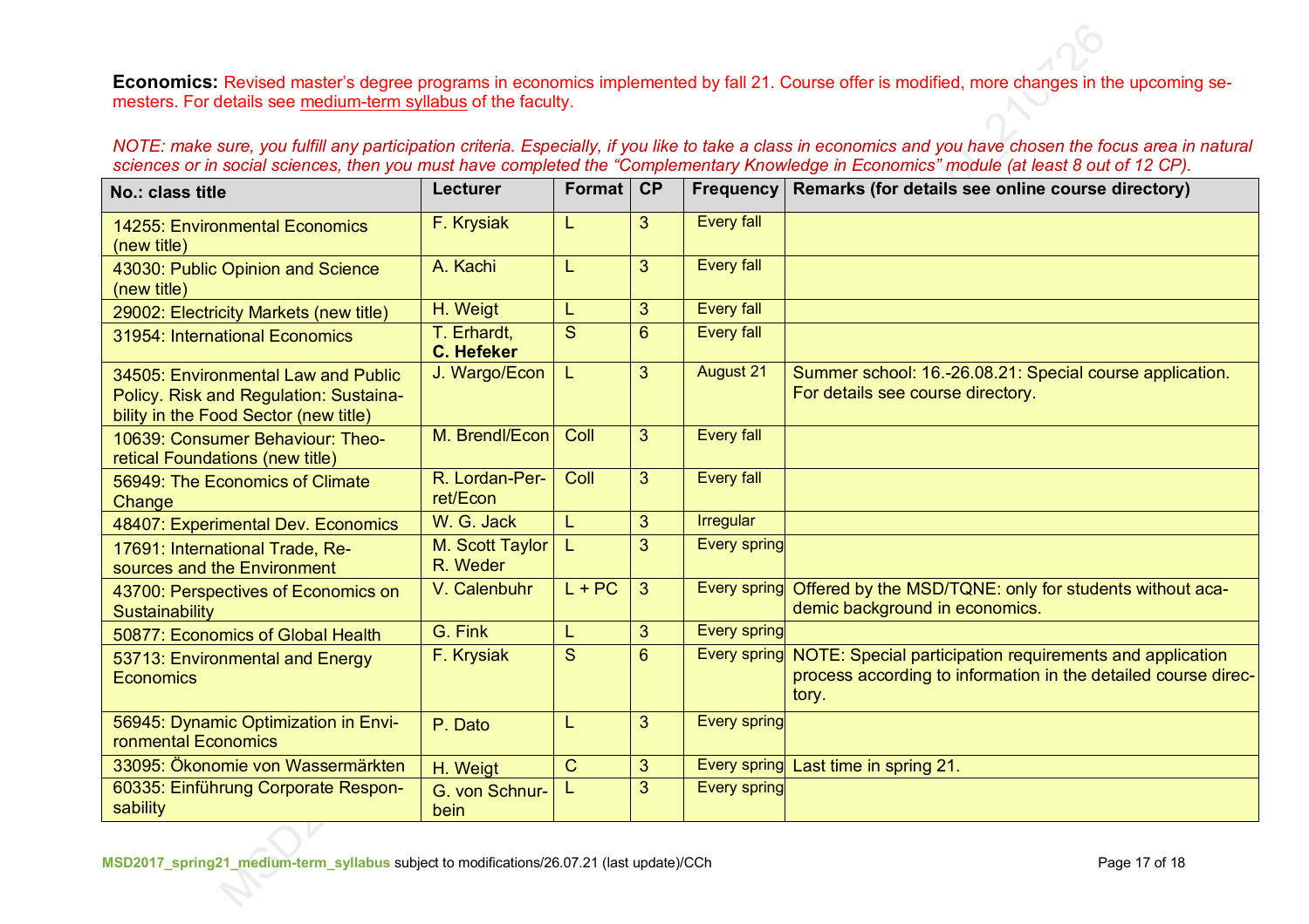**Economics:** Revised master's degree programs in economics implemented by fall 21. Course offer is modified, more changes in the upcoming semesters. For details see medium-term syllabus of the faculty.

*NOTE: make sure, you fulfill any participation criteria. Especially, if you like to take a class in economics and you have chosen the focus area in natural sciences or in social sciences, then you must have completed the "Complementary Knowledge in Economics" module (at least 8 out of 12 CP).*

| No.: class title | Lecturer | Format | CP | Frequency | Remarks (for details see online course directory) |
|---|---|---|---|---|---|
| 14255: Environmental Economics (new title) | F. Krysiak | L | 3 | Every fall | |
| 43030: Public Opinion and Science (new title) | A. Kachi | L | 3 | Every fall | |
| 29002: Electricity Markets (new title) | H. Weigt | L | 3 | Every fall | |
| 31954: International Economics | T. Erhardt, **C. Hefeker** | S | 6 | Every fall | |
| 34505: Environmental Law and Public Policy. Risk and Regulation: Sustainability in the Food Sector (new title) | J. Wargo/Econ | L | 3 | August 21 | Summer school: 16.-26.08.21: Special course application. For details see course directory. |
| 10639: Consumer Behaviour: Theoretical Foundations (new title) | M. Brendl/Econ | Coll | 3 | Every fall | |
| 56949: The Economics of Climate Change | R. Lordan-Perret/Econ | Coll | 3 | Every fall | |
| 48407: Experimental Dev. Economics | W. G. Jack | L | 3 | Irregular | |
| 17691: International Trade, Resources and the Environment | M. Scott Taylor R. Weder | L | 3 | Every spring | |
| 43700: Perspectives of Economics on Sustainability | V. Calenbuhr | L + PC | 3 | Every spring | Offered by the MSD/TQNE: only for students without academic background in economics. |
| 50877: Economics of Global Health | G. Fink | L | 3 | Every spring | |
| 53713: Environmental and Energy Economics | F. Krysiak | S | 6 | Every spring | NOTE: Special participation requirements and application process according to information in the detailed course directory. |
| 56945: Dynamic Optimization in Environmental Economics | P. Dato | L | 3 | Every spring | |
| 33095: Ökonomie von Wassermärkten | H. Weigt | C | 3 | Every spring | Last time in spring 21. |
| 60335: Einführung Corporate Responsability | G. von Schnurbein | L | 3 | Every spring | |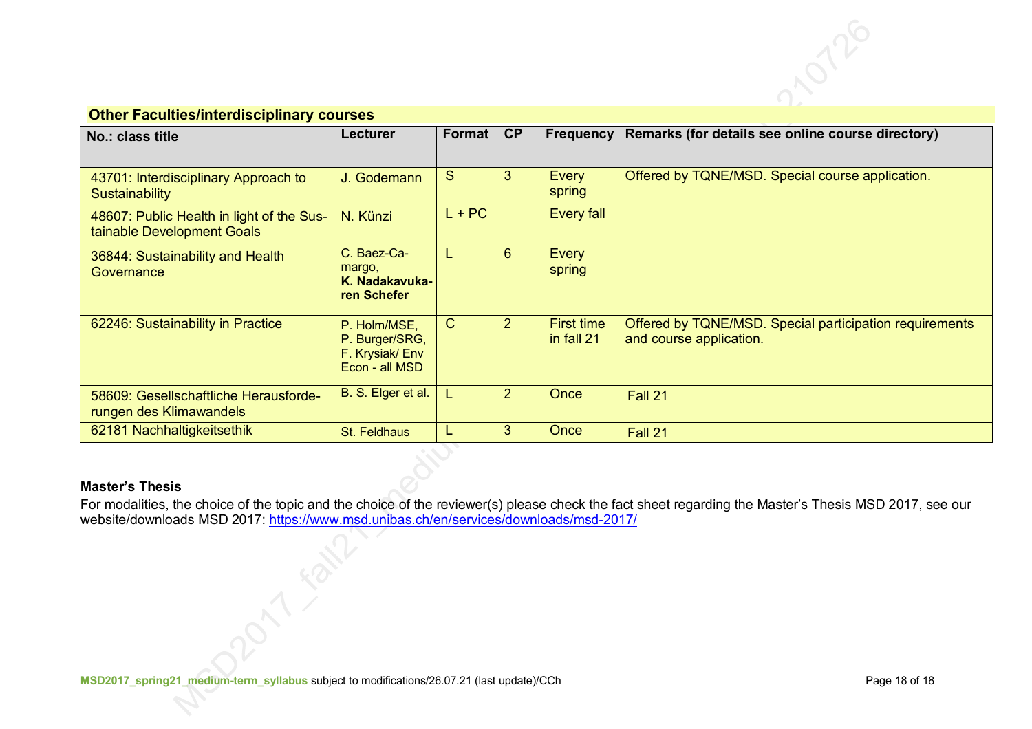### Other Faculties/interdisciplinary courses

| No.: class title | Lecturer | Format | CP | Frequency | Remarks (for details see online course directory) |
|---|---|---|---|---|---|
| 43701: Interdisciplinary Approach to Sustainability | J. Godemann | S | 3 | Every spring | Offered by TQNE/MSD. Special course application. |
| 48607: Public Health in light of the Sustainable Development Goals | N. Künzi | L + PC | | Every fall | |
| 36844: Sustainability and Health Governance | C. Baez-Camargo, **K. Nadakavukaren Schefer** | L | 6 | Every spring | |
| 62246: Sustainability in Practice | P. Holm/MSE, P. Burger/SRG, F. Krysiak/ Env Econ - all MSD | C | 2 | First time in fall 21 | Offered by TQNE/MSD. Special participation requirements and course application. |
| 58609: Gesellschaftliche Herausforderungen des Klimawandels | B. S. Elger et al. | L | 2 | Once | Fall 21 |
| 62181 Nachhaltigkeitsethik | St. Feldhaus | L | 3 | Once | Fall 21 |

**Master's Thesis**

For modalities, the choice of the topic and the choice of the reviewer(s) please check the fact sheet regarding the Master's Thesis MSD 2017, see our website/downloads MSD 2017: https://www.msd.unibas.ch/en/services/downloads/msd-2017/